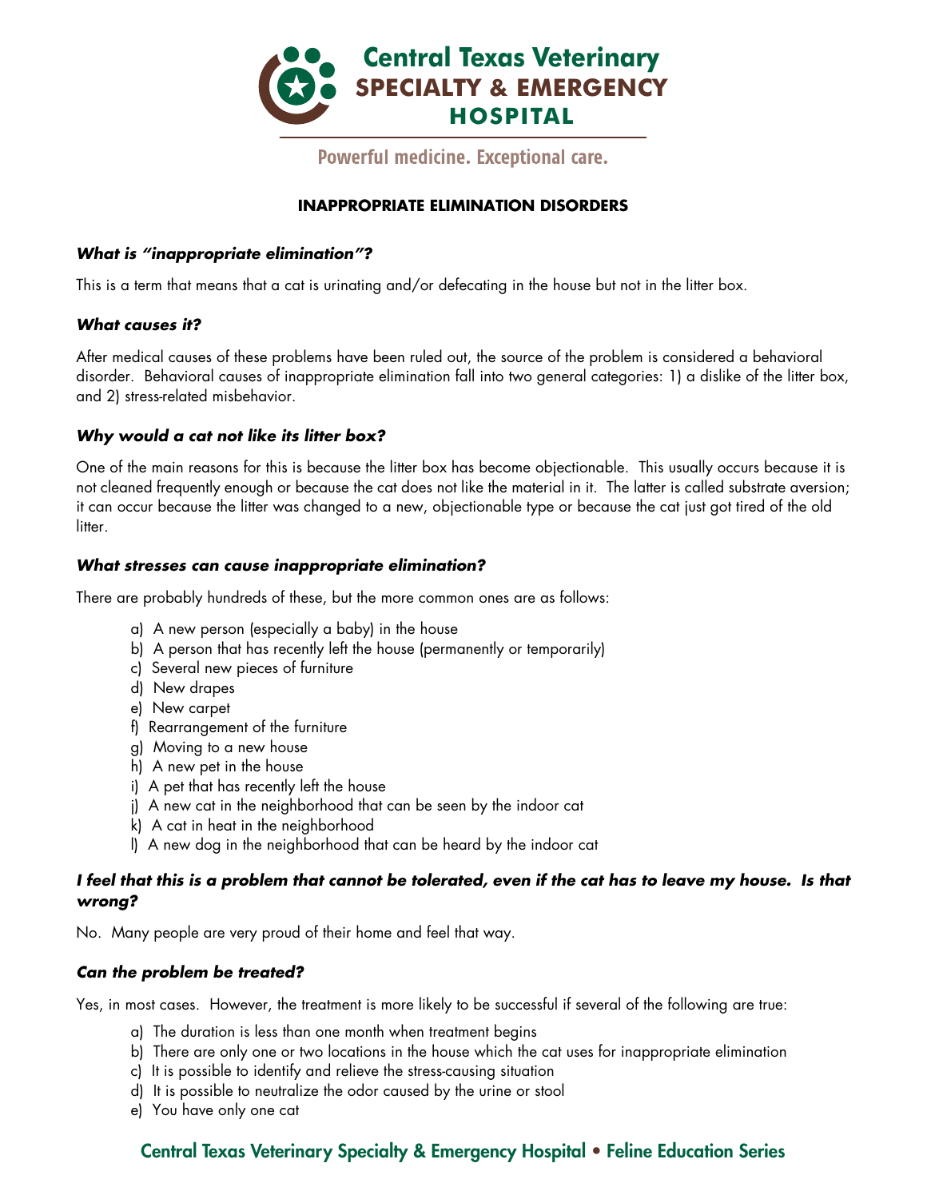# Central Texas Veterinary SPECIALTY & EMERGENCY HOSPITAL

Powerful medicine. Exceptional care.

## INAPPROPRIATE ELIMINATION DISORDERS

### *What is "inappropriate elimination"?*

This is a term that means that a cat is urinating and/or defecating in the house but not in the litter box.

### *What causes it?*

After medical causes of these problems have been ruled out, the source of the problem is considered a behavioral disorder. Behavioral causes of inappropriate elimination fall into two general categories: 1) a dislike of the litter box, and 2) stress-related misbehavior.

### *Why would a cat not like its litter box?*

One of the main reasons for this is because the litter box has become objectionable. This usually occurs because it is not cleaned frequently enough or because the cat does not like the material in it. The latter is called substrate aversion; it can occur because the litter was changed to a new, objectionable type or because the cat just got tired of the old litter.

### *What stresses can cause inappropriate elimination?*

There are probably hundreds of these, but the more common ones are as follows:

a) A new person (especially a baby) in the house
b) A person that has recently left the house (permanently or temporarily)
c) Several new pieces of furniture
d) New drapes
e) New carpet
f) Rearrangement of the furniture
g) Moving to a new house
h) A new pet in the house
i) A pet that has recently left the house
j) A new cat in the neighborhood that can be seen by the indoor cat
k) A cat in heat in the neighborhood
l) A new dog in the neighborhood that can be heard by the indoor cat

### *I feel that this is a problem that cannot be tolerated, even if the cat has to leave my house. Is that wrong?*

No. Many people are very proud of their home and feel that way.

### *Can the problem be treated?*

Yes, in most cases. However, the treatment is more likely to be successful if several of the following are true:

a) The duration is less than one month when treatment begins
b) There are only one or two locations in the house which the cat uses for inappropriate elimination
c) It is possible to identify and relieve the stress-causing situation
d) It is possible to neutralize the odor caused by the urine or stool
e) You have only one cat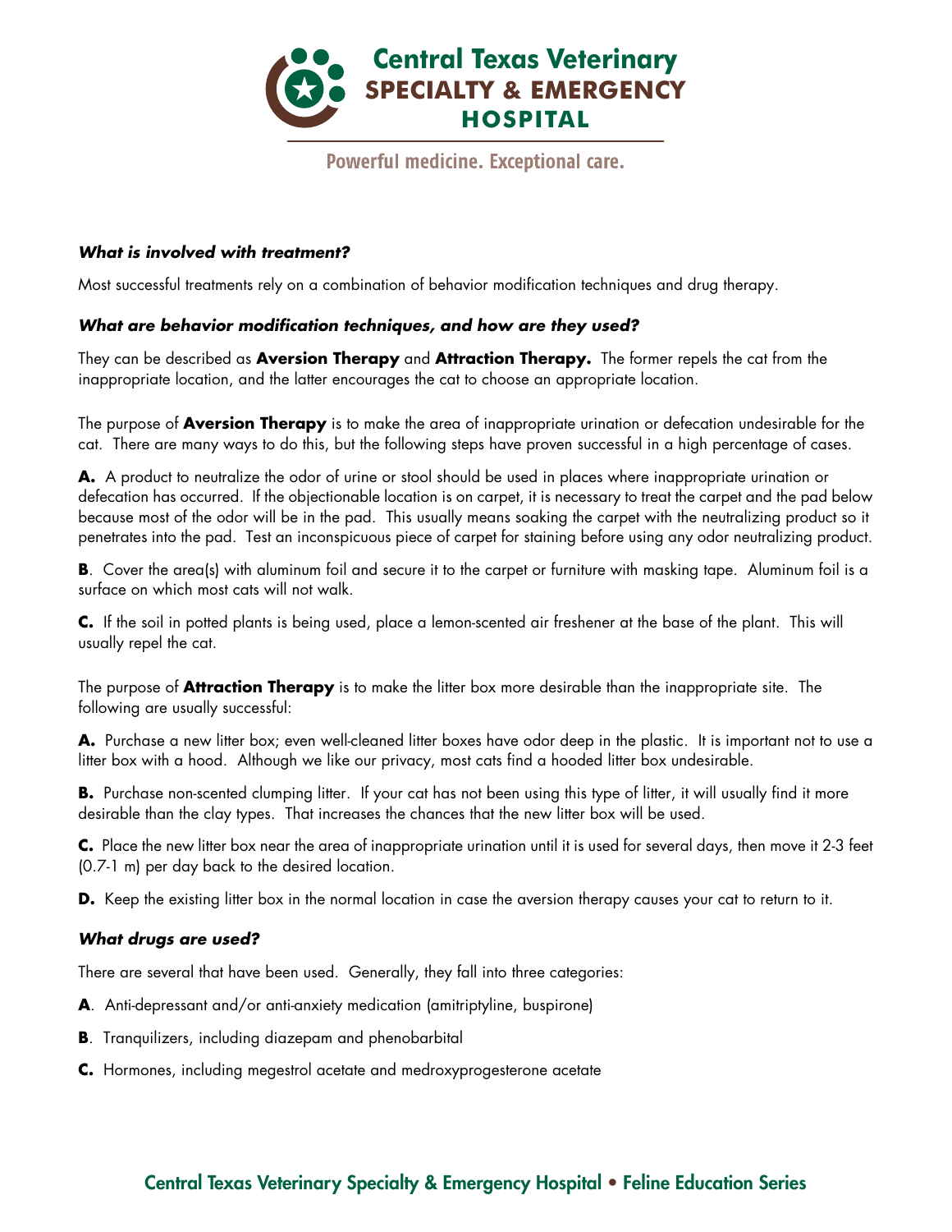### *What is involved with treatment?*

Most successful treatments rely on a combination of behavior modification techniques and drug therapy.

### *What are behavior modification techniques, and how are they used?*

They can be described as **Aversion Therapy** and **Attraction Therapy.** The former repels the cat from the inappropriate location, and the latter encourages the cat to choose an appropriate location.

The purpose of **Aversion Therapy** is to make the area of inappropriate urination or defecation undesirable for the cat. There are many ways to do this, but the following steps have proven successful in a high percentage of cases.

**A.** A product to neutralize the odor of urine or stool should be used in places where inappropriate urination or defecation has occurred. If the objectionable location is on carpet, it is necessary to treat the carpet and the pad below because most of the odor will be in the pad. This usually means soaking the carpet with the neutralizing product so it penetrates into the pad. Test an inconspicuous piece of carpet for staining before using any odor neutralizing product.

**B**. Cover the area(s) with aluminum foil and secure it to the carpet or furniture with masking tape. Aluminum foil is a surface on which most cats will not walk.

**C.** If the soil in potted plants is being used, place a lemon-scented air freshener at the base of the plant. This will usually repel the cat.

The purpose of **Attraction Therapy** is to make the litter box more desirable than the inappropriate site. The following are usually successful:

**A.** Purchase a new litter box; even well-cleaned litter boxes have odor deep in the plastic. It is important not to use a litter box with a hood. Although we like our privacy, most cats find a hooded litter box undesirable.

**B.** Purchase non-scented clumping litter. If your cat has not been using this type of litter, it will usually find it more desirable than the clay types. That increases the chances that the new litter box will be used.

**C.** Place the new litter box near the area of inappropriate urination until it is used for several days, then move it 2-3 feet (0.7-1 m) per day back to the desired location.

**D.** Keep the existing litter box in the normal location in case the aversion therapy causes your cat to return to it.

### *What drugs are used?*

There are several that have been used. Generally, they fall into three categories:

**A**. Anti-depressant and/or anti-anxiety medication (amitriptyline, buspirone)

**B**. Tranquilizers, including diazepam and phenobarbital

**C.** Hormones, including megestrol acetate and medroxyprogesterone acetate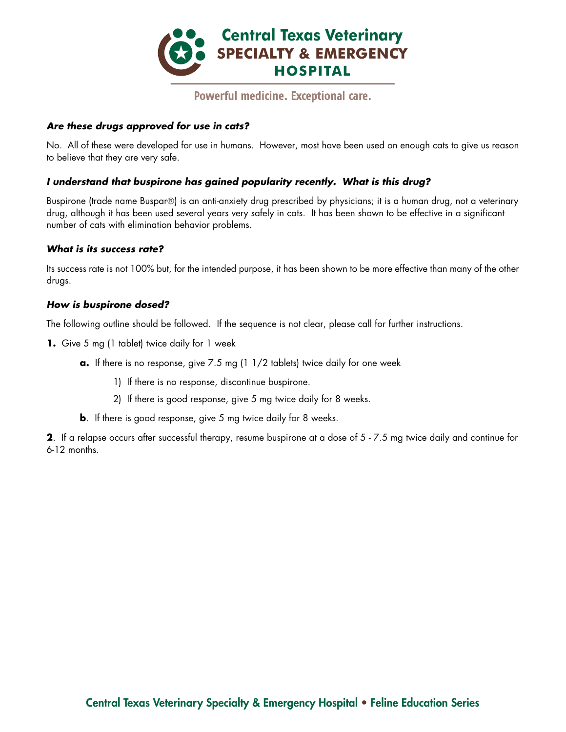### *Are these drugs approved for use in cats?*

No. All of these were developed for use in humans. However, most have been used on enough cats to give us reason to believe that they are very safe.

### *I understand that buspirone has gained popularity recently. What is this drug?*

Buspirone (trade name Buspar®) is an anti-anxiety drug prescribed by physicians; it is a human drug, not a veterinary drug, although it has been used several years very safely in cats. It has been shown to be effective in a significant number of cats with elimination behavior problems.

### *What is its success rate?*

Its success rate is not 100% but, for the intended purpose, it has been shown to be more effective than many of the other drugs.

### *How is buspirone dosed?*

The following outline should be followed. If the sequence is not clear, please call for further instructions.

**1.** Give 5 mg (1 tablet) twice daily for 1 week

- **a.** If there is no response, give 7.5 mg (1 1/2 tablets) twice daily for one week
    - 1) If there is no response, discontinue buspirone.
    - 2) If there is good response, give 5 mg twice daily for 8 weeks.
- **b**. If there is good response, give 5 mg twice daily for 8 weeks.

**2**. If a relapse occurs after successful therapy, resume buspirone at a dose of 5 - 7.5 mg twice daily and continue for 6-12 months.